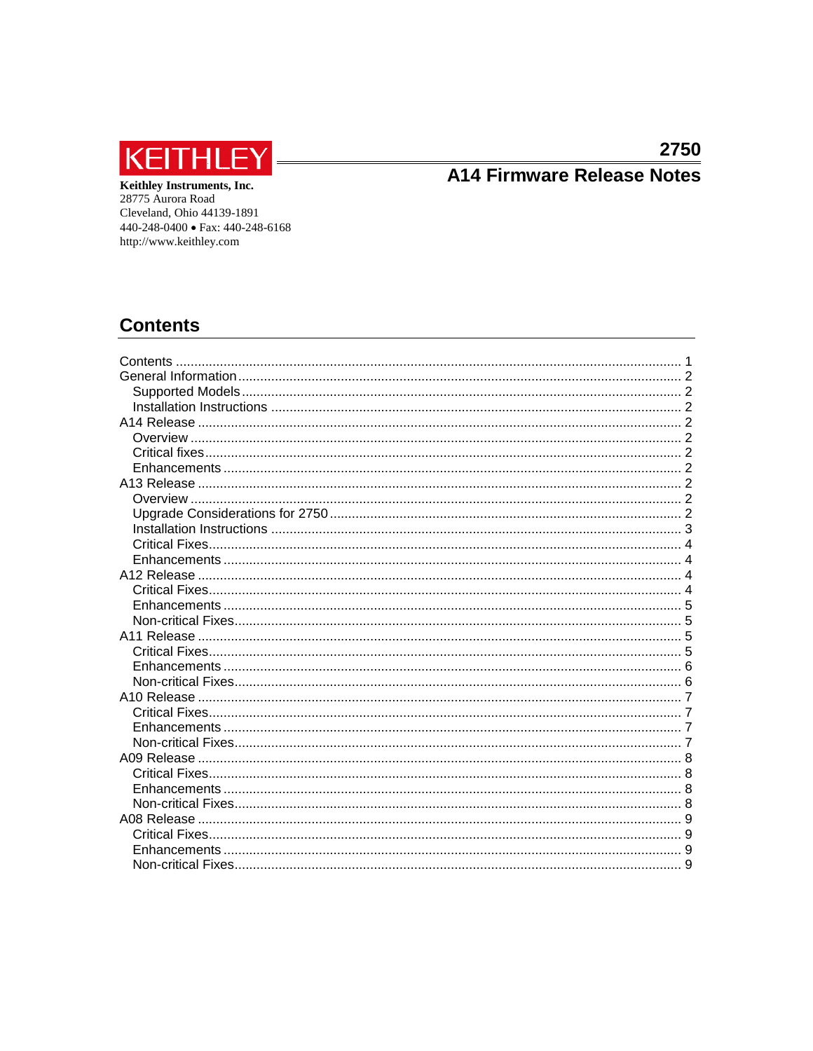KEITHLEY

**Keithley Instruments, Inc.**
28775 Aurora Road
Cleveland, Ohio 44139-1891
440-248-0400 • Fax: 440-248-6168
http://www.keithley.com

# 2750
# A14 Firmware Release Notes

## Contents

- Contents ........................................ 1
- General Information ........................................ 2
  - Supported Models ........................................ 2
  - Installation Instructions ........................................ 2
- A14 Release ........................................ 2
  - Overview ........................................ 2
  - Critical fixes ........................................ 2
  - Enhancements ........................................ 2
- A13 Release ........................................ 2
  - Overview ........................................ 2
  - Upgrade Considerations for 2750 ........................................ 2
  - Installation Instructions ........................................ 3
  - Critical Fixes ........................................ 4
  - Enhancements ........................................ 4
- A12 Release ........................................ 4
  - Critical Fixes ........................................ 4
  - Enhancements ........................................ 5
  - Non-critical Fixes ........................................ 5
- A11 Release ........................................ 5
  - Critical Fixes ........................................ 5
  - Enhancements ........................................ 6
  - Non-critical Fixes ........................................ 6
- A10 Release ........................................ 7
  - Critical Fixes ........................................ 7
  - Enhancements ........................................ 7
  - Non-critical Fixes ........................................ 7
- A09 Release ........................................ 8
  - Critical Fixes ........................................ 8
  - Enhancements ........................................ 8
  - Non-critical Fixes ........................................ 8
- A08 Release ........................................ 9
  - Critical Fixes ........................................ 9
  - Enhancements ........................................ 9
  - Non-critical Fixes ........................................ 9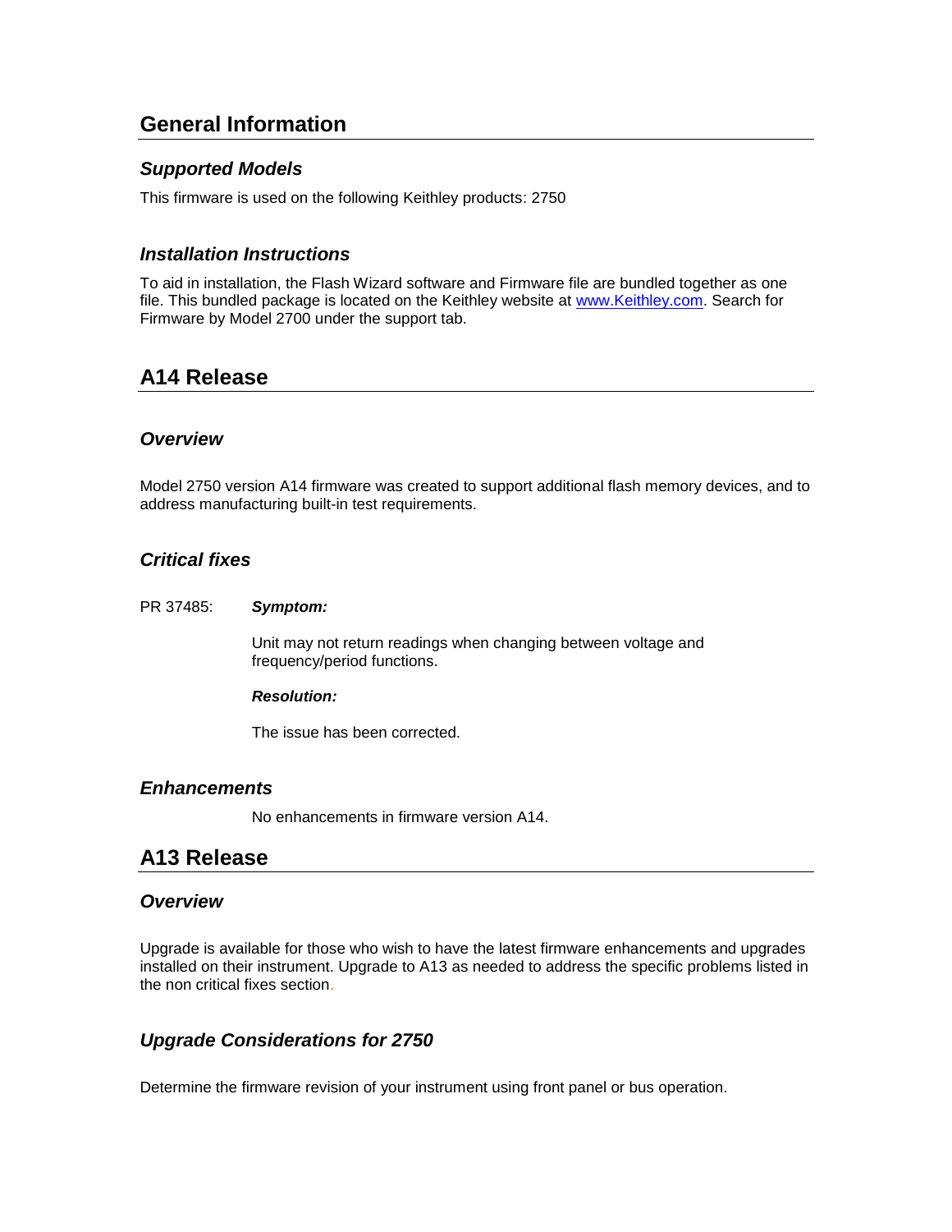## General Information

### *Supported Models*

This firmware is used on the following Keithley products: 2750

### *Installation Instructions*

To aid in installation, the Flash Wizard software and Firmware file are bundled together as one file. This bundled package is located on the Keithley website at [www.Keithley.com](http://www.Keithley.com). Search for Firmware by Model 2700 under the support tab.

## A14 Release

### *Overview*

Model 2750 version A14 firmware was created to support additional flash memory devices, and to address manufacturing built-in test requirements.

### *Critical fixes*

PR 37485: ***Symptom:***

Unit may not return readings when changing between voltage and frequency/period functions.

***Resolution:***

The issue has been corrected.

### *Enhancements*

No enhancements in firmware version A14.

## A13 Release

### *Overview*

Upgrade is available for those who wish to have the latest firmware enhancements and upgrades installed on their instrument. Upgrade to A13 as needed to address the specific problems listed in the non critical fixes section.

### *Upgrade Considerations for 2750*

Determine the firmware revision of your instrument using front panel or bus operation.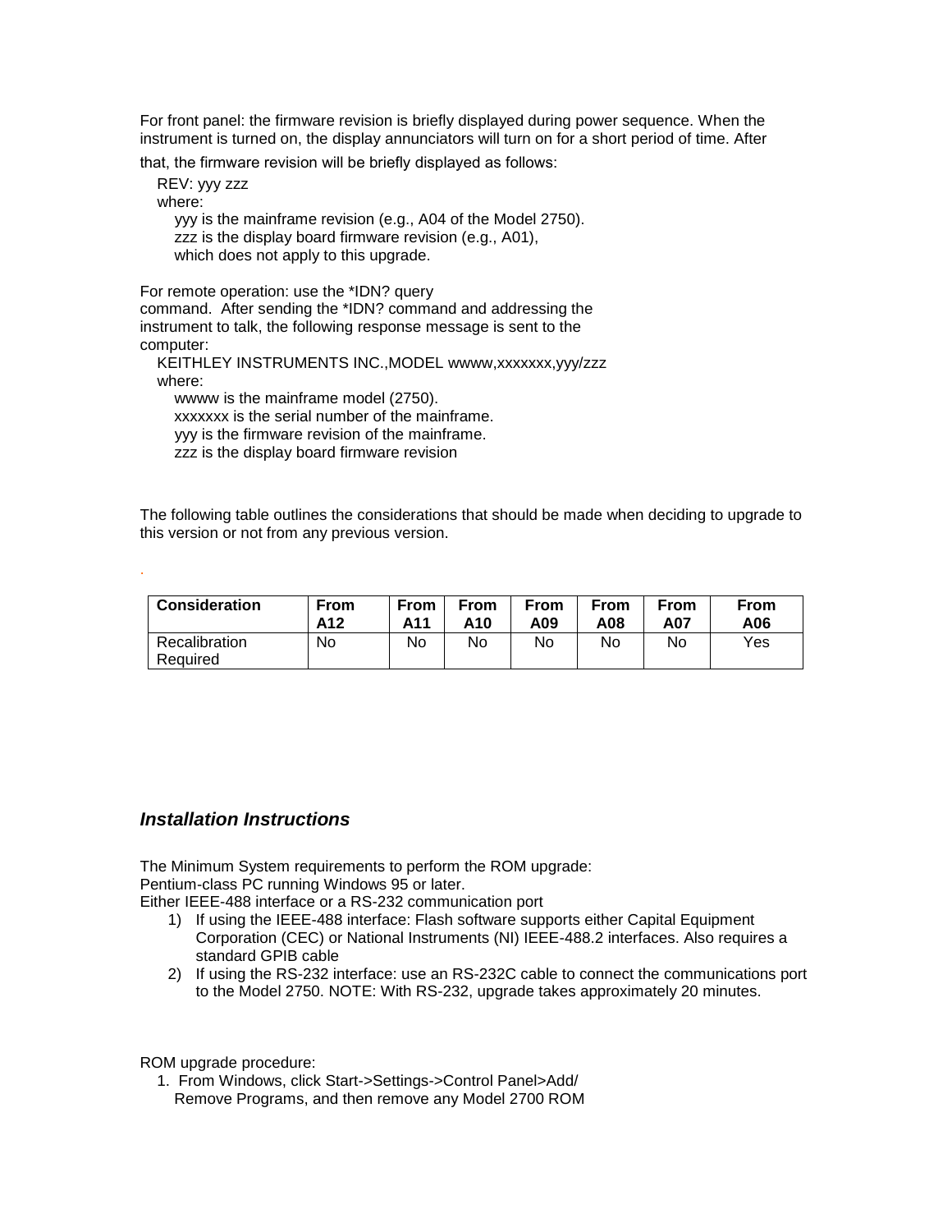For front panel: the firmware revision is briefly displayed during power sequence. When the instrument is turned on, the display annunciators will turn on for a short period of time. After that, the firmware revision will be briefly displayed as follows:

REV: yyy zzz
where:
yyy is the mainframe revision (e.g., A04 of the Model 2750).
zzz is the display board firmware revision (e.g., A01), which does not apply to this upgrade.

For remote operation: use the *IDN? query command. After sending the *IDN? command and addressing the instrument to talk, the following response message is sent to the computer:

KEITHLEY INSTRUMENTS INC.,MODEL wwww,xxxxxxx,yyy/zzz
where:
wwww is the mainframe model (2750).
xxxxxxx is the serial number of the mainframe.
yyy is the firmware revision of the mainframe.
zzz is the display board firmware revision

The following table outlines the considerations that should be made when deciding to upgrade to this version or not from any previous version.

| Consideration | From A12 | From A11 | From A10 | From A09 | From A08 | From A07 | From A06 |
|---|---|---|---|---|---|---|---|
| Recalibration Required | No | No | No | No | No | No | Yes |

### *Installation Instructions*

The Minimum System requirements to perform the ROM upgrade:
Pentium-class PC running Windows 95 or later.
Either IEEE-488 interface or a RS-232 communication port

1) If using the IEEE-488 interface: Flash software supports either Capital Equipment Corporation (CEC) or National Instruments (NI) IEEE-488.2 interfaces. Also requires a standard GPIB cable
2) If using the RS-232 interface: use an RS-232C cable to connect the communications port to the Model 2750. NOTE: With RS-232, upgrade takes approximately 20 minutes.

ROM upgrade procedure:

1. From Windows, click Start->Settings->Control Panel>Add/ Remove Programs, and then remove any Model 2700 ROM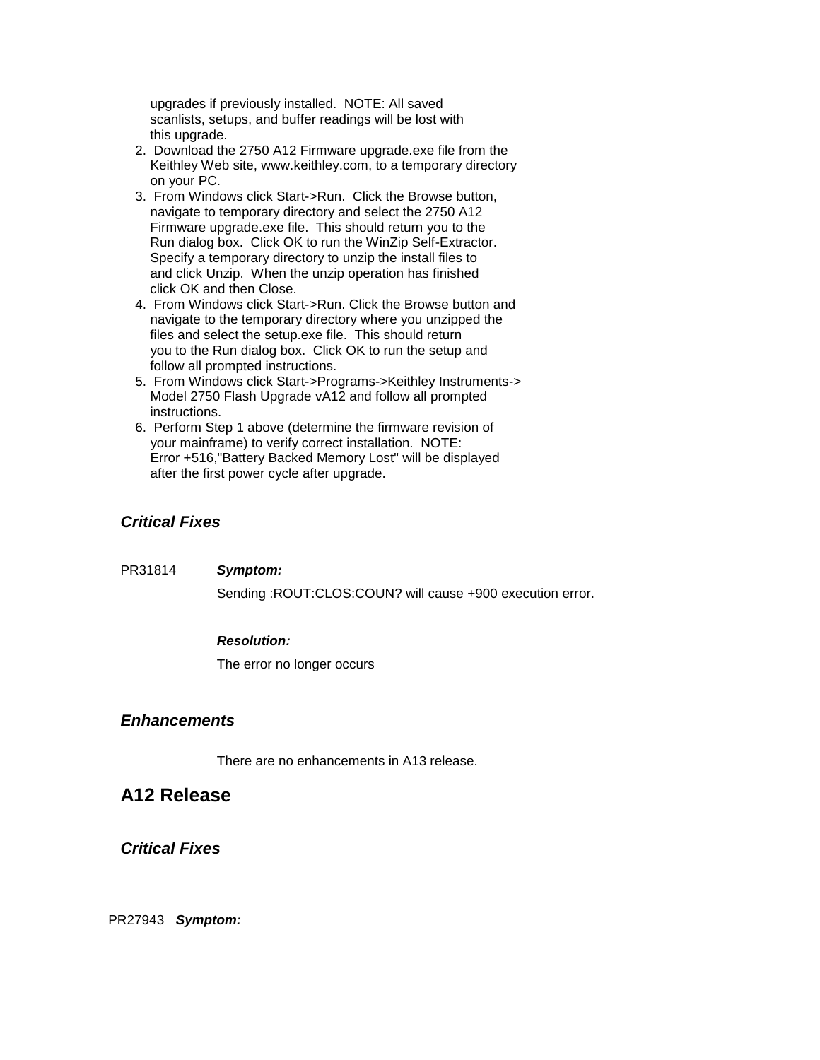upgrades if previously installed. NOTE: All saved scanlists, setups, and buffer readings will be lost with this upgrade.

2. Download the 2750 A12 Firmware upgrade.exe file from the Keithley Web site, www.keithley.com, to a temporary directory on your PC.
3. From Windows click Start->Run. Click the Browse button, navigate to temporary directory and select the 2750 A12 Firmware upgrade.exe file. This should return you to the Run dialog box. Click OK to run the WinZip Self-Extractor. Specify a temporary directory to unzip the install files to and click Unzip. When the unzip operation has finished click OK and then Close.
4. From Windows click Start->Run. Click the Browse button and navigate to the temporary directory where you unzipped the files and select the setup.exe file. This should return you to the Run dialog box. Click OK to run the setup and follow all prompted instructions.
5. From Windows click Start->Programs->Keithley Instruments-> Model 2750 Flash Upgrade vA12 and follow all prompted instructions.
6. Perform Step 1 above (determine the firmware revision of your mainframe) to verify correct installation. NOTE: Error +516,"Battery Backed Memory Lost" will be displayed after the first power cycle after upgrade.

### *Critical Fixes*

PR31814 ***Symptom:***

Sending :ROUT:CLOS:COUN? will cause +900 execution error.

***Resolution:***

The error no longer occurs

### *Enhancements*

There are no enhancements in A13 release.

## A12 Release

### *Critical Fixes*

PR27943 ***Symptom:***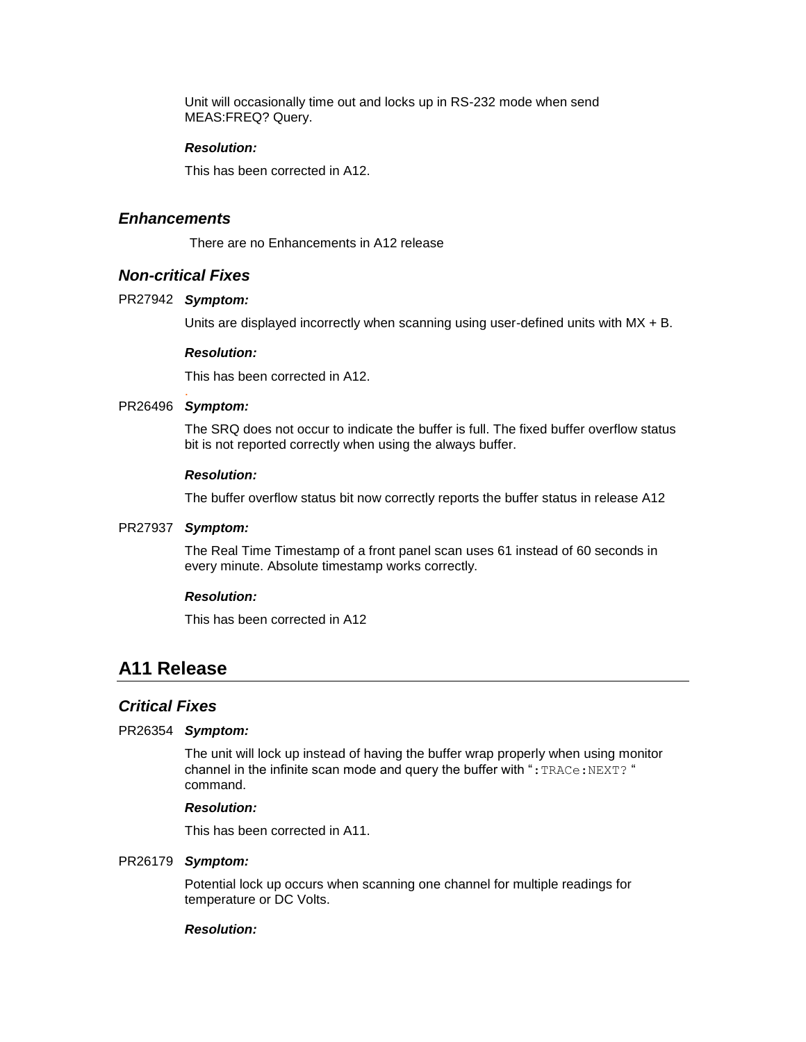Unit will occasionally time out and locks up in RS-232 mode when send MEAS:FREQ? Query.

***Resolution:***

This has been corrected in A12.

### *Enhancements*

There are no Enhancements in A12 release

### *Non-critical Fixes*

PR27942 ***Symptom:***

Units are displayed incorrectly when scanning using user-defined units with MX + B.

***Resolution:***

This has been corrected in A12.

PR26496 ***Symptom:***

The SRQ does not occur to indicate the buffer is full. The fixed buffer overflow status bit is not reported correctly when using the always buffer.

***Resolution:***

The buffer overflow status bit now correctly reports the buffer status in release A12

PR27937 ***Symptom:***

The Real Time Timestamp of a front panel scan uses 61 instead of 60 seconds in every minute. Absolute timestamp works correctly.

***Resolution:***

This has been corrected in A12

## A11 Release

### *Critical Fixes*

PR26354 ***Symptom:***

The unit will lock up instead of having the buffer wrap properly when using monitor channel in the infinite scan mode and query the buffer with "`:TRACe:NEXT?`" command.

***Resolution:***

This has been corrected in A11.

PR26179 ***Symptom:***

Potential lock up occurs when scanning one channel for multiple readings for temperature or DC Volts.

***Resolution:***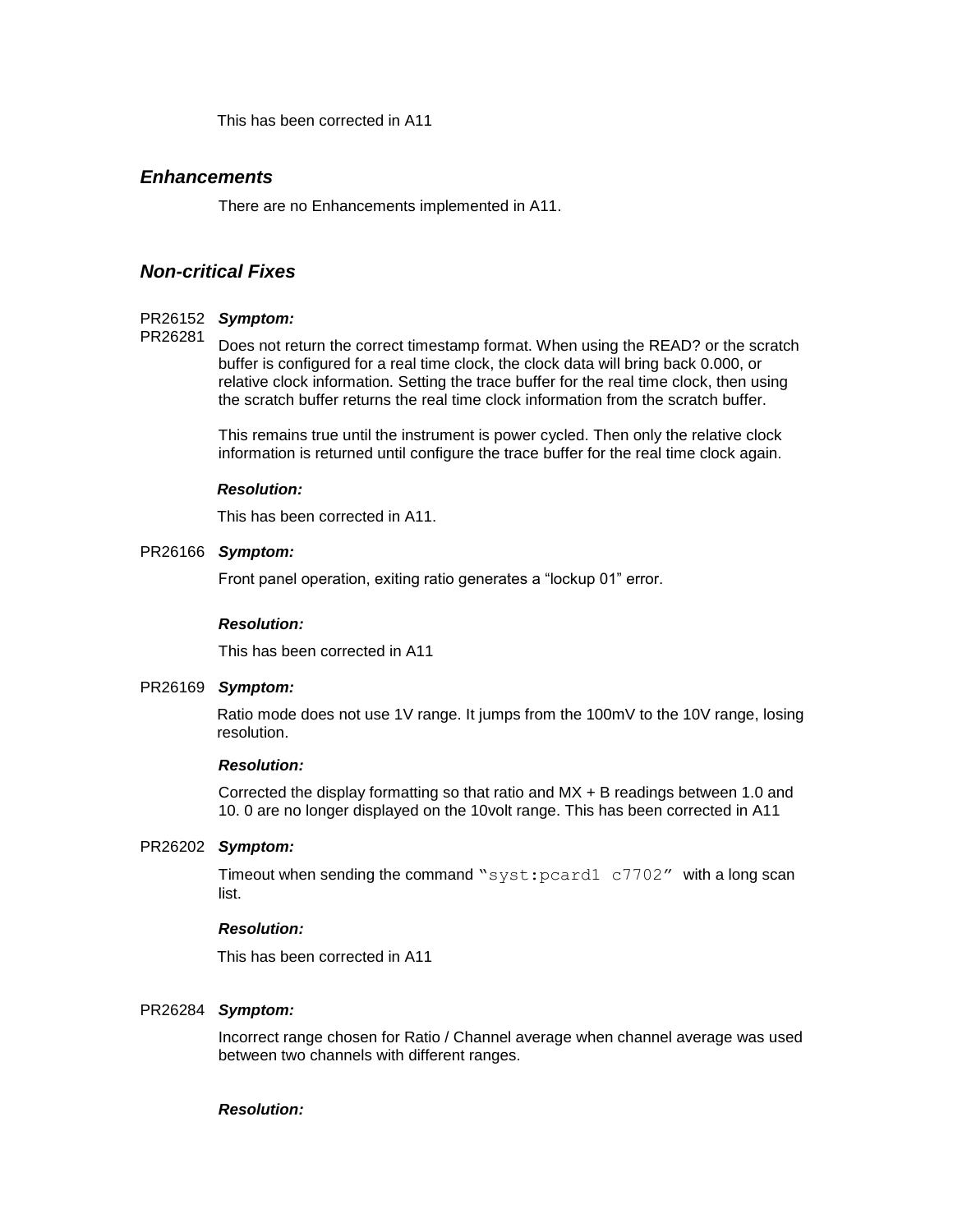This has been corrected in A11

## *Enhancements*

There are no Enhancements implemented in A11.

## *Non-critical Fixes*

PR26152
PR26281 ***Symptom:***

Does not return the correct timestamp format. When using the READ? or the scratch buffer is configured for a real time clock, the clock data will bring back 0.000, or relative clock information. Setting the trace buffer for the real time clock, then using the scratch buffer returns the real time clock information from the scratch buffer.

This remains true until the instrument is power cycled. Then only the relative clock information is returned until configure the trace buffer for the real time clock again.

***Resolution:***

This has been corrected in A11.

PR26166 ***Symptom:***

Front panel operation, exiting ratio generates a “lockup 01” error.

***Resolution:***

This has been corrected in A11

PR26169 ***Symptom:***

Ratio mode does not use 1V range. It jumps from the 100mV to the 10V range, losing resolution.

***Resolution:***

Corrected the display formatting so that ratio and MX + B readings between 1.0 and 10. 0 are no longer displayed on the 10volt range. This has been corrected in A11

PR26202 ***Symptom:***

Timeout when sending the command “`syst:pcard1 c7702`” with a long scan list.

***Resolution:***

This has been corrected in A11

PR26284 ***Symptom:***

Incorrect range chosen for Ratio / Channel average when channel average was used between two channels with different ranges.

***Resolution:***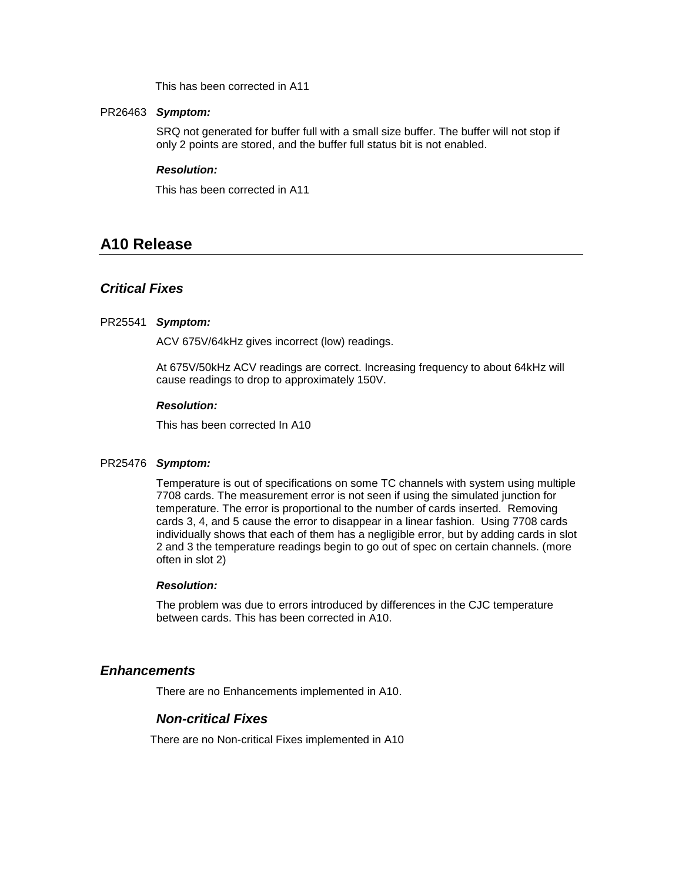This has been corrected in A11

PR26463 ***Symptom:***

SRQ not generated for buffer full with a small size buffer. The buffer will not stop if only 2 points are stored, and the buffer full status bit is not enabled.

***Resolution:***

This has been corrected in A11

## A10 Release

### *Critical Fixes*

PR25541 ***Symptom:***

ACV 675V/64kHz gives incorrect (low) readings.

At 675V/50kHz ACV readings are correct. Increasing frequency to about 64kHz will cause readings to drop to approximately 150V.

***Resolution:***

This has been corrected In A10

PR25476 ***Symptom:***

Temperature is out of specifications on some TC channels with system using multiple 7708 cards. The measurement error is not seen if using the simulated junction for temperature. The error is proportional to the number of cards inserted. Removing cards 3, 4, and 5 cause the error to disappear in a linear fashion. Using 7708 cards individually shows that each of them has a negligible error, but by adding cards in slot 2 and 3 the temperature readings begin to go out of spec on certain channels. (more often in slot 2)

***Resolution:***

The problem was due to errors introduced by differences in the CJC temperature between cards. This has been corrected in A10.

### *Enhancements*

There are no Enhancements implemented in A10.

### *Non-critical Fixes*

There are no Non-critical Fixes implemented in A10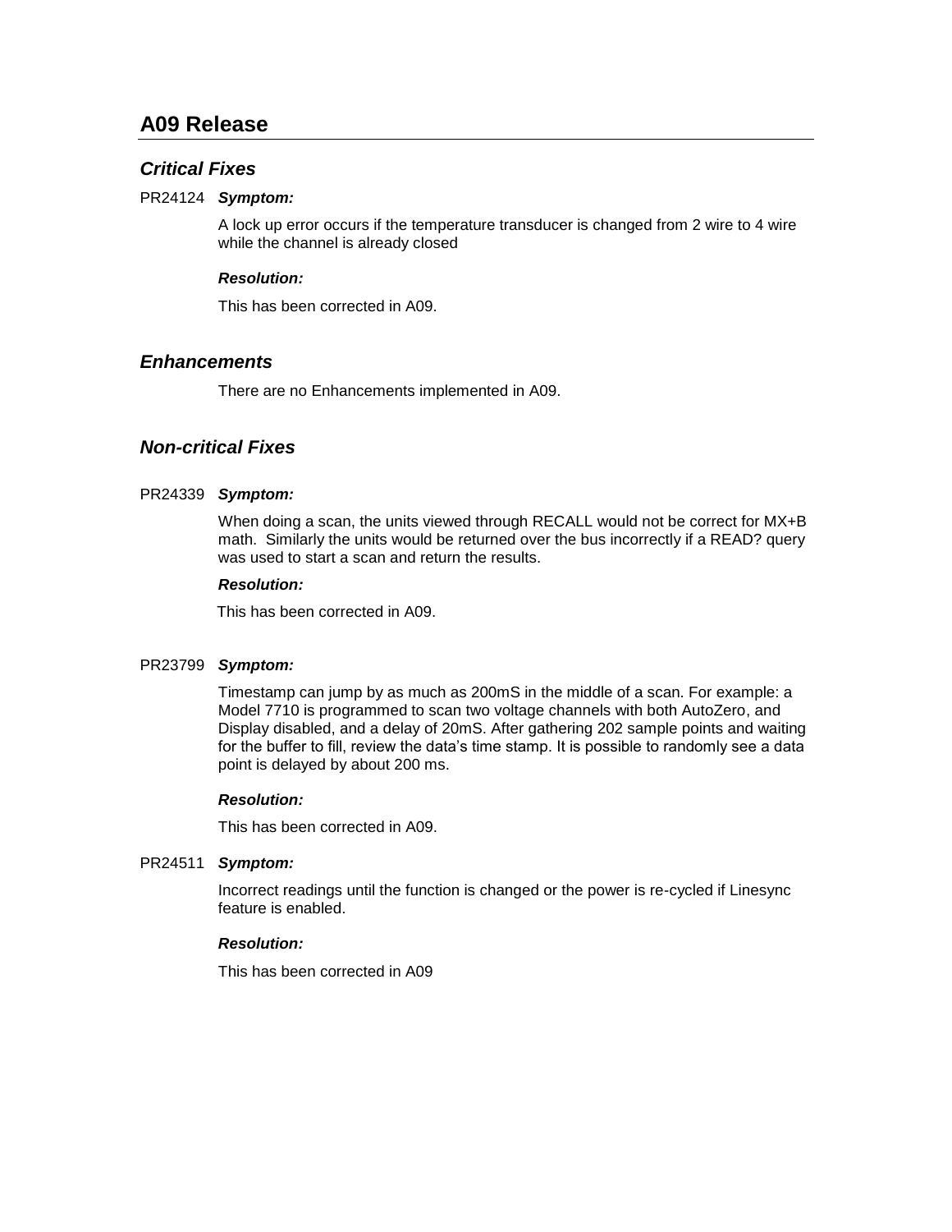# A09 Release

## *Critical Fixes*

PR24124 ***Symptom:***

A lock up error occurs if the temperature transducer is changed from 2 wire to 4 wire while the channel is already closed

***Resolution:***

This has been corrected in A09.

## *Enhancements*

There are no Enhancements implemented in A09.

## *Non-critical Fixes*

PR24339 ***Symptom:***

When doing a scan, the units viewed through RECALL would not be correct for MX+B math. Similarly the units would be returned over the bus incorrectly if a READ? query was used to start a scan and return the results.

***Resolution:***

This has been corrected in A09.

PR23799 ***Symptom:***

Timestamp can jump by as much as 200mS in the middle of a scan. For example: a Model 7710 is programmed to scan two voltage channels with both AutoZero, and Display disabled, and a delay of 20mS. After gathering 202 sample points and waiting for the buffer to fill, review the data's time stamp. It is possible to randomly see a data point is delayed by about 200 ms.

***Resolution:***

This has been corrected in A09.

PR24511 ***Symptom:***

Incorrect readings until the function is changed or the power is re-cycled if Linesync feature is enabled.

***Resolution:***

This has been corrected in A09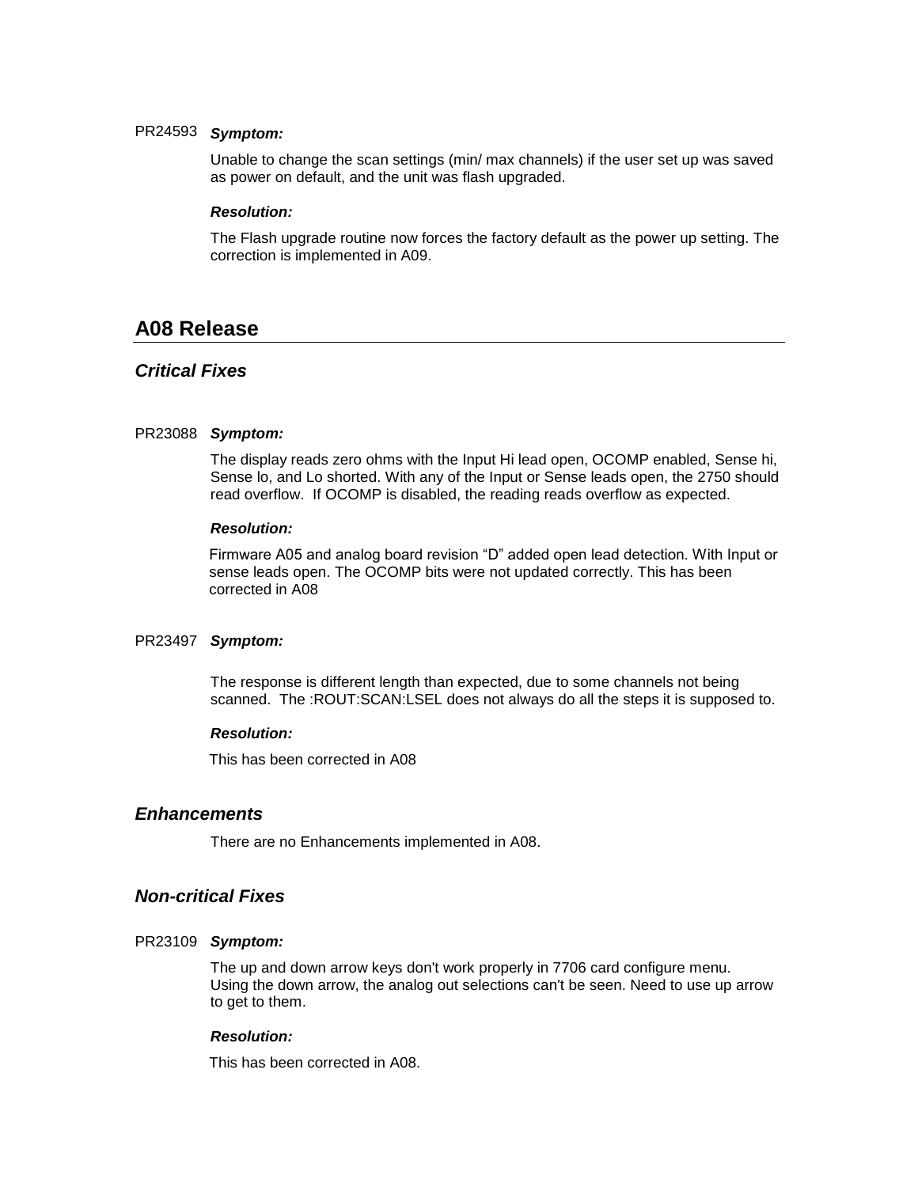PR24593 ***Symptom:***

Unable to change the scan settings (min/ max channels) if the user set up was saved as power on default, and the unit was flash upgraded.

***Resolution:***

The Flash upgrade routine now forces the factory default as the power up setting. The correction is implemented in A09.

## A08 Release

### *Critical Fixes*

PR23088 ***Symptom:***

The display reads zero ohms with the Input Hi lead open, OCOMP enabled, Sense hi, Sense lo, and Lo shorted. With any of the Input or Sense leads open, the 2750 should read overflow. If OCOMP is disabled, the reading reads overflow as expected.

***Resolution:***

Firmware A05 and analog board revision “D” added open lead detection. With Input or sense leads open. The OCOMP bits were not updated correctly. This has been corrected in A08

PR23497 ***Symptom:***

The response is different length than expected, due to some channels not being scanned. The :ROUT:SCAN:LSEL does not always do all the steps it is supposed to.

***Resolution:***

This has been corrected in A08

### *Enhancements*

There are no Enhancements implemented in A08.

### *Non-critical Fixes*

PR23109 ***Symptom:***

The up and down arrow keys don't work properly in 7706 card configure menu. Using the down arrow, the analog out selections can't be seen. Need to use up arrow to get to them.

***Resolution:***

This has been corrected in A08.